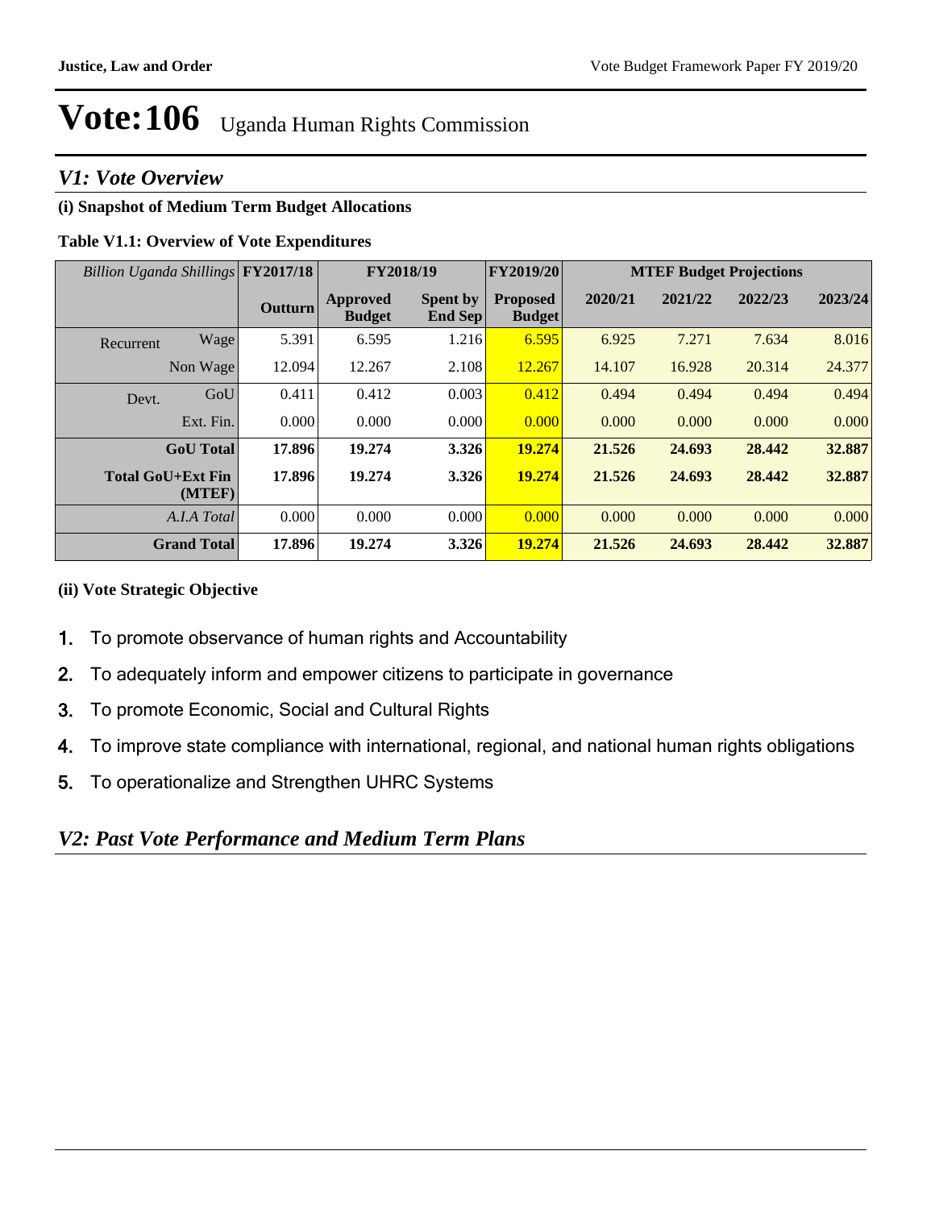# Vote:106 Uganda Human Rights Commission

## V1: Vote Overview

### (i) Snapshot of Medium Term Budget Allocations

**Table V1.1: Overview of Vote Expenditures**

| *Billion Uganda Shillings* | | FY2017/18 | FY2018/19 | | FY2019/20 | MTEF Budget Projections | | | |
|---|---|---|---|---|---|---|---|---|---|
| | | **Outturn** | **Approved Budget** | **Spent by End Sep** | **Proposed Budget** | **2020/21** | **2021/22** | **2022/23** | **2023/24** |
| Recurrent | Wage | 5.391 | 6.595 | 1.216 | 6.595 | 6.925 | 7.271 | 7.634 | 8.016 |
| | Non Wage | 12.094 | 12.267 | 2.108 | 12.267 | 14.107 | 16.928 | 20.314 | 24.377 |
| Devt. | GoU | 0.411 | 0.412 | 0.003 | 0.412 | 0.494 | 0.494 | 0.494 | 0.494 |
| | Ext. Fin. | 0.000 | 0.000 | 0.000 | 0.000 | 0.000 | 0.000 | 0.000 | 0.000 |
| | **GoU Total** | **17.896** | **19.274** | **3.326** | **19.274** | **21.526** | **24.693** | **28.442** | **32.887** |
| | **Total GoU+Ext Fin (MTEF)** | **17.896** | **19.274** | **3.326** | **19.274** | **21.526** | **24.693** | **28.442** | **32.887** |
| | *A.I.A Total* | 0.000 | 0.000 | 0.000 | 0.000 | 0.000 | 0.000 | 0.000 | 0.000 |
| | **Grand Total** | **17.896** | **19.274** | **3.326** | **19.274** | **21.526** | **24.693** | **28.442** | **32.887** |

### (ii) Vote Strategic Objective

1. To promote observance of human rights and Accountability
2. To adequately inform and empower citizens to participate in governance
3. To promote Economic, Social and Cultural Rights
4. To improve state compliance with international, regional, and national human rights obligations
5. To operationalize and Strengthen UHRC Systems

## V2: Past Vote Performance and Medium Term Plans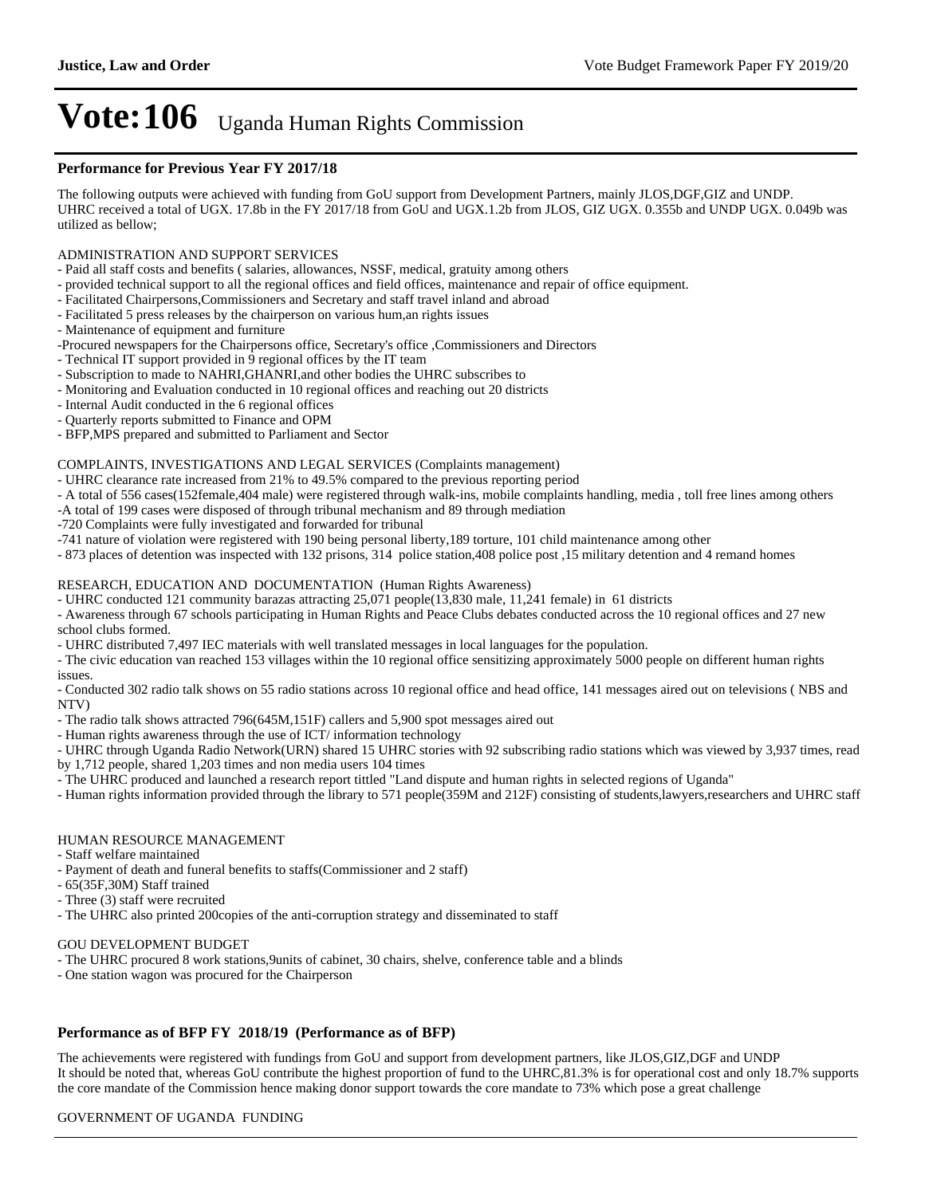# Vote:106 Uganda Human Rights Commission

### Performance for Previous Year FY 2017/18

The following outputs were achieved with funding from GoU support from Development Partners, mainly JLOS,DGF,GIZ and UNDP. UHRC received a total of UGX. 17.8b in the FY 2017/18 from GoU and UGX.1.2b from JLOS, GIZ UGX. 0.355b and UNDP UGX. 0.049b was utilized as bellow;

ADMINISTRATION AND SUPPORT SERVICES
- Paid all staff costs and benefits ( salaries, allowances, NSSF, medical, gratuity among others
- provided technical support to all the regional offices and field offices, maintenance and repair of office equipment.
- Facilitated Chairpersons,Commissioners and Secretary and staff travel inland and abroad
- Facilitated 5 press releases by the chairperson on various hum,an rights issues
- Maintenance of equipment and furniture
-Procured newspapers for the Chairpersons office, Secretary's office ,Commissioners and Directors
- Technical IT support provided in 9 regional offices by the IT team
- Subscription to made to NAHRI,GHANRI,and other bodies the UHRC subscribes to
- Monitoring and Evaluation conducted in 10 regional offices and reaching out 20 districts
- Internal Audit conducted in the 6 regional offices
- Quarterly reports submitted to Finance and OPM
- BFP,MPS prepared and submitted to Parliament and Sector

COMPLAINTS, INVESTIGATIONS AND LEGAL SERVICES (Complaints management)
- UHRC clearance rate increased from 21% to 49.5% compared to the previous reporting period
- A total of 556 cases(152female,404 male) were registered through walk-ins, mobile complaints handling, media , toll free lines among others
-A total of 199 cases were disposed of through tribunal mechanism and 89 through mediation
-720 Complaints were fully investigated and forwarded for tribunal
-741 nature of violation were registered with 190 being personal liberty,189 torture, 101 child maintenance among other
- 873 places of detention was inspected with 132 prisons, 314 police station,408 police post ,15 military detention and 4 remand homes

RESEARCH, EDUCATION AND DOCUMENTATION (Human Rights Awareness)
- UHRC conducted 121 community barazas attracting 25,071 people(13,830 male, 11,241 female) in 61 districts
- Awareness through 67 schools participating in Human Rights and Peace Clubs debates conducted across the 10 regional offices and 27 new school clubs formed.
- UHRC distributed 7,497 IEC materials with well translated messages in local languages for the population.
- The civic education van reached 153 villages within the 10 regional office sensitizing approximately 5000 people on different human rights issues.
- Conducted 302 radio talk shows on 55 radio stations across 10 regional office and head office, 141 messages aired out on televisions ( NBS and NTV)
- The radio talk shows attracted 796(645M,151F) callers and 5,900 spot messages aired out
- Human rights awareness through the use of ICT/ information technology
- UHRC through Uganda Radio Network(URN) shared 15 UHRC stories with 92 subscribing radio stations which was viewed by 3,937 times, read by 1,712 people, shared 1,203 times and non media users 104 times
- The UHRC produced and launched a research report tittled "Land dispute and human rights in selected regions of Uganda"
- Human rights information provided through the library to 571 people(359M and 212F) consisting of students,lawyers,researchers and UHRC staff

HUMAN RESOURCE MANAGEMENT
- Staff welfare maintained
- Payment of death and funeral benefits to staffs(Commissioner and 2 staff)
- 65(35F,30M) Staff trained
- Three (3) staff were recruited
- The UHRC also printed 200copies of the anti-corruption strategy and disseminated to staff

GOU DEVELOPMENT BUDGET
- The UHRC procured 8 work stations,9units of cabinet, 30 chairs, shelve, conference table and a blinds
- One station wagon was procured for the Chairperson

### Performance as of BFP FY 2018/19 (Performance as of BFP)

The achievements were registered with fundings from GoU and support from development partners, like JLOS,GIZ,DGF and UNDP
It should be noted that, whereas GoU contribute the highest proportion of fund to the UHRC,81.3% is for operational cost and only 18.7% supports the core mandate of the Commission hence making donor support towards the core mandate to 73% which pose a great challenge

GOVERNMENT OF UGANDA FUNDING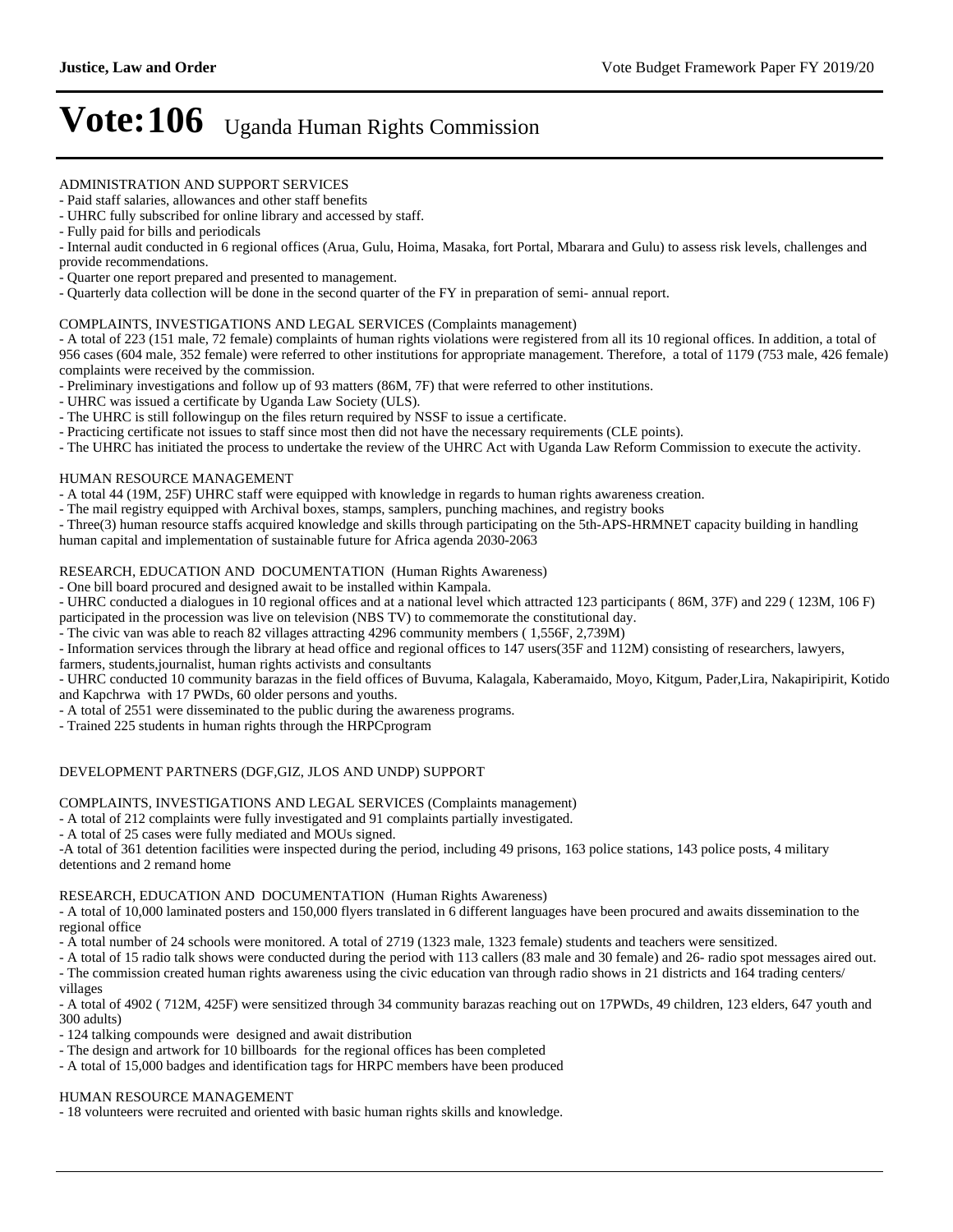# Vote:106 Uganda Human Rights Commission

ADMINISTRATION AND SUPPORT SERVICES

- Paid staff salaries, allowances and other staff benefits
- UHRC fully subscribed for online library and accessed by staff.
- Fully paid for bills and periodicals
- Internal audit conducted in 6 regional offices (Arua, Gulu, Hoima, Masaka, fort Portal, Mbarara and Gulu) to assess risk levels, challenges and provide recommendations.
- Quarter one report prepared and presented to management.
- Quarterly data collection will be done in the second quarter of the FY in preparation of semi- annual report.

COMPLAINTS, INVESTIGATIONS AND LEGAL SERVICES (Complaints management)

- A total of 223 (151 male, 72 female) complaints of human rights violations were registered from all its 10 regional offices. In addition, a total of 956 cases (604 male, 352 female) were referred to other institutions for appropriate management. Therefore, a total of 1179 (753 male, 426 female) complaints were received by the commission.
- Preliminary investigations and follow up of 93 matters (86M, 7F) that were referred to other institutions.
- UHRC was issued a certificate by Uganda Law Society (ULS).
- The UHRC is still followingup on the files return required by NSSF to issue a certificate.
- Practicing certificate not issues to staff since most then did not have the necessary requirements (CLE points).
- The UHRC has initiated the process to undertake the review of the UHRC Act with Uganda Law Reform Commission to execute the activity.

HUMAN RESOURCE MANAGEMENT

- A total 44 (19M, 25F) UHRC staff were equipped with knowledge in regards to human rights awareness creation.
- The mail registry equipped with Archival boxes, stamps, samplers, punching machines, and registry books
- Three(3) human resource staffs acquired knowledge and skills through participating on the 5th-APS-HRMNET capacity building in handling human capital and implementation of sustainable future for Africa agenda 2030-2063

RESEARCH, EDUCATION AND DOCUMENTATION (Human Rights Awareness)

- One bill board procured and designed await to be installed within Kampala.
- UHRC conducted a dialogues in 10 regional offices and at a national level which attracted 123 participants ( 86M, 37F) and 229 ( 123M, 106 F) participated in the procession was live on television (NBS TV) to commemorate the constitutional day.
- The civic van was able to reach 82 villages attracting 4296 community members ( 1,556F, 2,739M)
- Information services through the library at head office and regional offices to 147 users(35F and 112M) consisting of researchers, lawyers, farmers, students,journalist, human rights activists and consultants
- UHRC conducted 10 community barazas in the field offices of Buvuma, Kalagala, Kaberamaido, Moyo, Kitgum, Pader,Lira, Nakapiripirit, Kotido and Kapchrwa with 17 PWDs, 60 older persons and youths.
- A total of 2551 were disseminated to the public during the awareness programs.
- Trained 225 students in human rights through the HRPCprogram

DEVELOPMENT PARTNERS (DGF,GIZ, JLOS AND UNDP) SUPPORT

COMPLAINTS, INVESTIGATIONS AND LEGAL SERVICES (Complaints management)

- A total of 212 complaints were fully investigated and 91 complaints partially investigated.
- A total of 25 cases were fully mediated and MOUs signed.
- A total of 361 detention facilities were inspected during the period, including 49 prisons, 163 police stations, 143 police posts, 4 military detentions and 2 remand home

RESEARCH, EDUCATION AND DOCUMENTATION (Human Rights Awareness)

- A total of 10,000 laminated posters and 150,000 flyers translated in 6 different languages have been procured and awaits dissemination to the regional office
- A total number of 24 schools were monitored. A total of 2719 (1323 male, 1323 female) students and teachers were sensitized.
- A total of 15 radio talk shows were conducted during the period with 113 callers (83 male and 30 female) and 26- radio spot messages aired out.
- The commission created human rights awareness using the civic education van through radio shows in 21 districts and 164 trading centers/ villages
- A total of 4902 ( 712M, 425F) were sensitized through 34 community barazas reaching out on 17PWDs, 49 children, 123 elders, 647 youth and 300 adults)
- 124 talking compounds were designed and await distribution
- The design and artwork for 10 billboards for the regional offices has been completed
- A total of 15,000 badges and identification tags for HRPC members have been produced

HUMAN RESOURCE MANAGEMENT

- 18 volunteers were recruited and oriented with basic human rights skills and knowledge.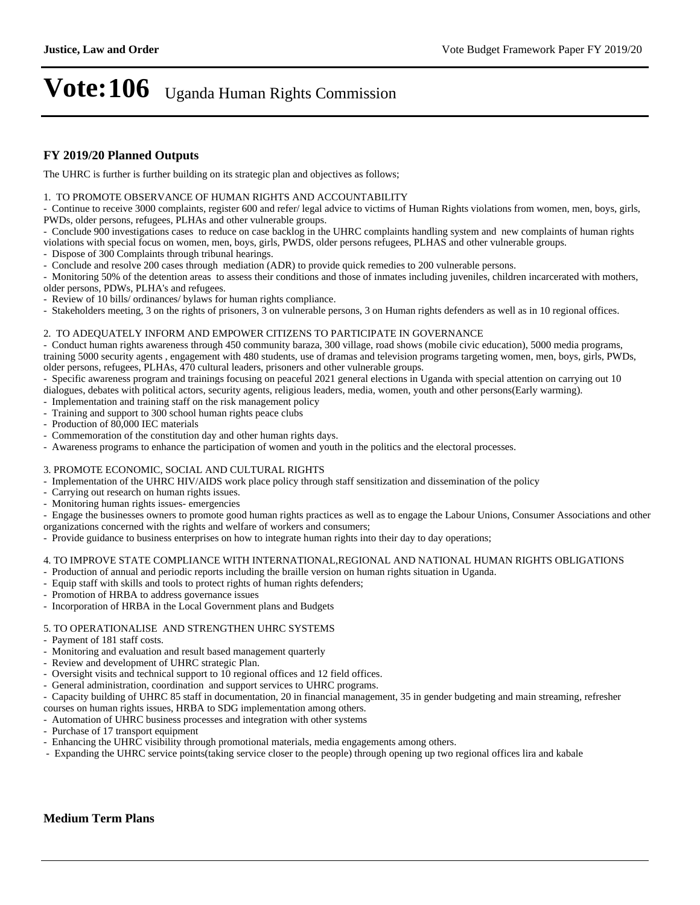## FY 2019/20 Planned Outputs

The UHRC is further is further building on its strategic plan and objectives as follows;

1. TO PROMOTE OBSERVANCE OF HUMAN RIGHTS AND ACCOUNTABILITY

- Continue to receive 3000 complaints, register 600 and refer/ legal advice to victims of Human Rights violations from women, men, boys, girls, PWDs, older persons, refugees, PLHAs and other vulnerable groups.
- Conclude 900 investigations cases to reduce on case backlog in the UHRC complaints handling system and new complaints of human rights violations with special focus on women, men, boys, girls, PWDS, older persons refugees, PLHAS and other vulnerable groups.
- Dispose of 300 Complaints through tribunal hearings.
- Conclude and resolve 200 cases through mediation (ADR) to provide quick remedies to 200 vulnerable persons.
- Monitoring 50% of the detention areas to assess their conditions and those of inmates including juveniles, children incarcerated with mothers, older persons, PDWs, PLHA's and refugees.
- Review of 10 bills/ ordinances/ bylaws for human rights compliance.
- Stakeholders meeting, 3 on the rights of prisoners, 3 on vulnerable persons, 3 on Human rights defenders as well as in 10 regional offices.

2. TO ADEQUATELY INFORM AND EMPOWER CITIZENS TO PARTICIPATE IN GOVERNANCE

- Conduct human rights awareness through 450 community baraza, 300 village, road shows (mobile civic education), 5000 media programs, training 5000 security agents , engagement with 480 students, use of dramas and television programs targeting women, men, boys, girls, PWDs, older persons, refugees, PLHAs, 470 cultural leaders, prisoners and other vulnerable groups.
- Specific awareness program and trainings focusing on peaceful 2021 general elections in Uganda with special attention on carrying out 10 dialogues, debates with political actors, security agents, religious leaders, media, women, youth and other persons(Early warming).
- Implementation and training staff on the risk management policy
- Training and support to 300 school human rights peace clubs
- Production of 80,000 IEC materials
- Commemoration of the constitution day and other human rights days.
- Awareness programs to enhance the participation of women and youth in the politics and the electoral processes.

3. PROMOTE ECONOMIC, SOCIAL AND CULTURAL RIGHTS

- Implementation of the UHRC HIV/AIDS work place policy through staff sensitization and dissemination of the policy
- Carrying out research on human rights issues.
- Monitoring human rights issues- emergencies
- Engage the businesses owners to promote good human rights practices as well as to engage the Labour Unions, Consumer Associations and other organizations concerned with the rights and welfare of workers and consumers;
- Provide guidance to business enterprises on how to integrate human rights into their day to day operations;

4. TO IMPROVE STATE COMPLIANCE WITH INTERNATIONAL,REGIONAL AND NATIONAL HUMAN RIGHTS OBLIGATIONS

- Production of annual and periodic reports including the braille version on human rights situation in Uganda.
- Equip staff with skills and tools to protect rights of human rights defenders;
- Promotion of HRBA to address governance issues
- Incorporation of HRBA in the Local Government plans and Budgets

5. TO OPERATIONALISE AND STRENGTHEN UHRC SYSTEMS

- Payment of 181 staff costs.
- Monitoring and evaluation and result based management quarterly
- Review and development of UHRC strategic Plan.
- Oversight visits and technical support to 10 regional offices and 12 field offices.
- General administration, coordination and support services to UHRC programs.
- Capacity building of UHRC 85 staff in documentation, 20 in financial management, 35 in gender budgeting and main streaming, refresher courses on human rights issues, HRBA to SDG implementation among others.
- Automation of UHRC business processes and integration with other systems
- Purchase of 17 transport equipment
- Enhancing the UHRC visibility through promotional materials, media engagements among others.
- Expanding the UHRC service points(taking service closer to the people) through opening up two regional offices lira and kabale

## Medium Term Plans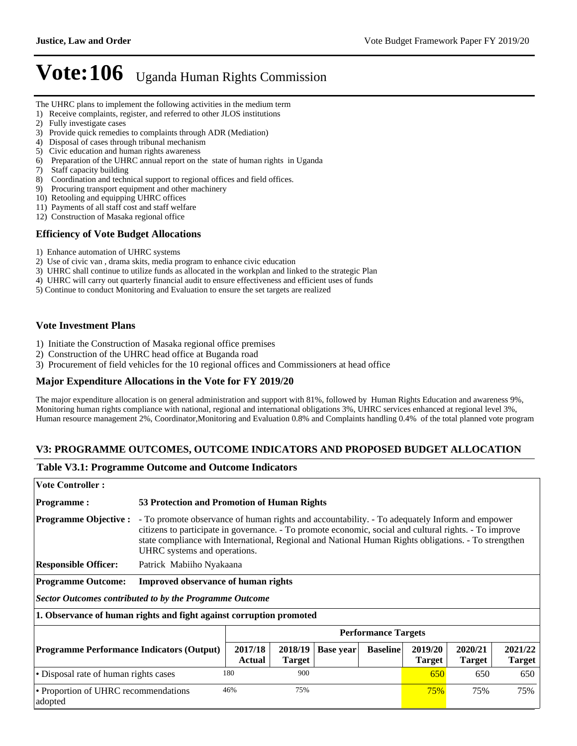# Vote:106 Uganda Human Rights Commission

The UHRC plans to implement the following activities in the medium term

1) Receive complaints, register, and referred to other JLOS institutions
2) Fully investigate cases
3) Provide quick remedies to complaints through ADR (Mediation)
4) Disposal of cases through tribunal mechanism
5) Civic education and human rights awareness
6) Preparation of the UHRC annual report on the state of human rights in Uganda
7) Staff capacity building
8) Coordination and technical support to regional offices and field offices.
9) Procuring transport equipment and other machinery
10) Retooling and equipping UHRC offices
11) Payments of all staff cost and staff welfare
12) Construction of Masaka regional office

### Efficiency of Vote Budget Allocations

1) Enhance automation of UHRC systems
2) Use of civic van , drama skits, media program to enhance civic education
3) UHRC shall continue to utilize funds as allocated in the workplan and linked to the strategic Plan
4) UHRC will carry out quarterly financial audit to ensure effectiveness and efficient uses of funds
5) Continue to conduct Monitoring and Evaluation to ensure the set targets are realized

### Vote Investment Plans

1) Initiate the Construction of Masaka regional office premises
2) Construction of the UHRC head office at Buganda road
3) Procurement of field vehicles for the 10 regional offices and Commissioners at head office

### Major Expenditure Allocations in the Vote for FY 2019/20

The major expenditure allocation is on general administration and support with 81%, followed by Human Rights Education and awareness 9%, Monitoring human rights compliance with national, regional and international obligations 3%, UHRC services enhanced at regional level 3%, Human resource management 2%, Coordinator,Monitoring and Evaluation 0.8% and Complaints handling 0.4% of the total planned vote program

## V3: PROGRAMME OUTCOMES, OUTCOME INDICATORS AND PROPOSED BUDGET ALLOCATION

### Table V3.1: Programme Outcome and Outcome Indicators

**Vote Controller :**

**Programme :** **53 Protection and Promotion of Human Rights**

**Programme Objective :** - To promote observance of human rights and accountability. - To adequately Inform and empower citizens to participate in governance. - To promote economic, social and cultural rights. - To improve state compliance with International, Regional and National Human Rights obligations. - To strengthen UHRC systems and operations.

**Responsible Officer:** Patrick Mabiiho Nyakaana

**Programme Outcome:** **Improved observance of human rights**

***Sector Outcomes contributed to by the Programme Outcome***

**1. Observance of human rights and fight against corruption promoted**

| | Performance Targets | | | | | | |
|---|---|---|---|---|---|---|---|
| **Programme Performance Indicators (Output)** | **2017/18 Actual** | **2018/19 Target** | **Base year** | **Baseline** | **2019/20 Target** | **2020/21 Target** | **2021/22 Target** |
| • Disposal rate of human rights cases | 180 | 900 | | | 650 | 650 | 650 |
| • Proportion of UHRC recommendations adopted | 46% | 75% | | | 75% | 75% | 75% |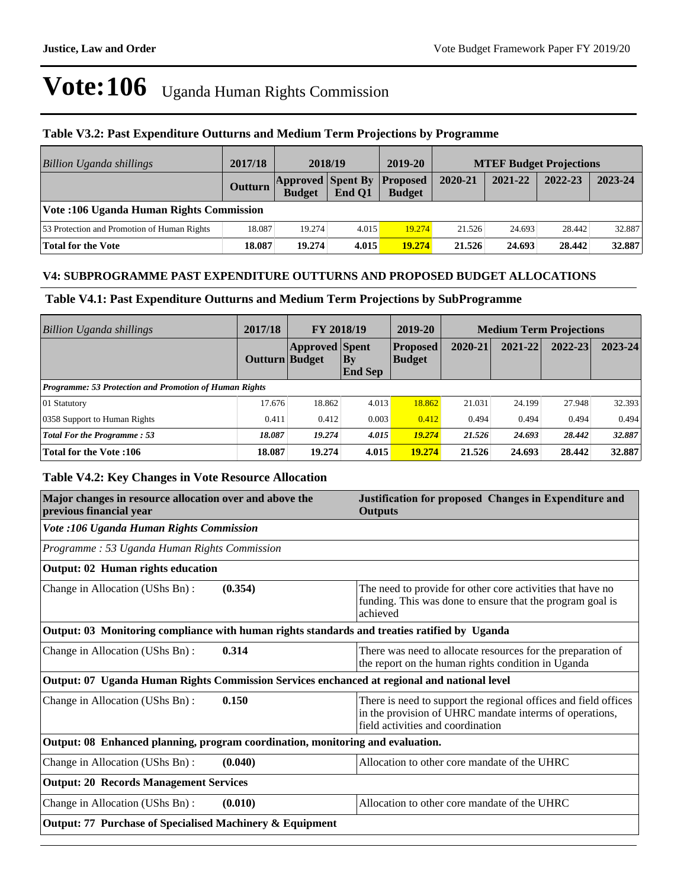# Vote:106 Uganda Human Rights Commission

### Table V3.2: Past Expenditure Outturns and Medium Term Projections by Programme

| *Billion Uganda shillings* | 2017/18 | 2018/19 | | 2019-20 | MTEF Budget Projections | | | |
|---|---|---|---|---|---|---|---|---|
| | Outturn | Approved Budget | Spent By End Q1 | Proposed Budget | 2020-21 | 2021-22 | 2022-23 | 2023-24 |
| **Vote :106 Uganda Human Rights Commission** | | | | | | | | |
| 53 Protection and Promotion of Human Rights | 18.087 | 19.274 | 4.015 | 19.274 | 21.526 | 24.693 | 28.442 | 32.887 |
| **Total for the Vote** | **18.087** | **19.274** | **4.015** | **19.274** | **21.526** | **24.693** | **28.442** | **32.887** |

### V4: SUBPROGRAMME PAST EXPENDITURE OUTTURNS AND PROPOSED BUDGET ALLOCATIONS

### Table V4.1: Past Expenditure Outturns and Medium Term Projections by SubProgramme

| *Billion Uganda shillings* | 2017/18 | FY 2018/19 | | 2019-20 | Medium Term Projections | | | |
|---|---|---|---|---|---|---|---|---|
| | Outturn | Approved Budget | Spent By End Sep | Proposed Budget | 2020-21 | 2021-22 | 2022-23 | 2023-24 |
| ***Programme: 53 Protection and Promotion of Human Rights*** | | | | | | | | |
| 01 Statutory | 17.676 | 18.862 | 4.013 | 18.862 | 21.031 | 24.199 | 27.948 | 32.393 |
| 0358 Support to Human Rights | 0.411 | 0.412 | 0.003 | 0.412 | 0.494 | 0.494 | 0.494 | 0.494 |
| ***Total For the Programme : 53*** | ***18.087*** | ***19.274*** | ***4.015*** | ***19.274*** | ***21.526*** | ***24.693*** | ***28.442*** | ***32.887*** |
| **Total for the Vote :106** | **18.087** | **19.274** | **4.015** | **19.274** | **21.526** | **24.693** | **28.442** | **32.887** |

### Table V4.2: Key Changes in Vote Resource Allocation

| Major changes in resource allocation over and above the previous financial year | | Justification for proposed Changes in Expenditure and Outputs |
|---|---|---|
| ***Vote :106 Uganda Human Rights Commission*** | | |
| *Programme : 53 Uganda Human Rights Commission* | | |
| **Output: 02 Human rights education** | | |
| Change in Allocation (UShs Bn) : | **(0.354)** | The need to provide for other core activities that have no funding. This was done to ensure that the program goal is achieved |
| **Output: 03 Monitoring compliance with human rights standards and treaties ratified by Uganda** | | |
| Change in Allocation (UShs Bn) : | **0.314** | There was need to allocate resources for the preparation of the report on the human rights condition in Uganda |
| **Output: 07 Uganda Human Rights Commission Services enchanced at regional and national level** | | |
| Change in Allocation (UShs Bn) : | **0.150** | There is need to support the regional offices and field offices in the provision of UHRC mandate interms of operations, field activities and coordination |
| **Output: 08 Enhanced planning, program coordination, monitoring and evaluation.** | | |
| Change in Allocation (UShs Bn) : | **(0.040)** | Allocation to other core mandate of the UHRC |
| **Output: 20 Records Management Services** | | |
| Change in Allocation (UShs Bn) : | **(0.010)** | Allocation to other core mandate of the UHRC |
| **Output: 77 Purchase of Specialised Machinery & Equipment** | | |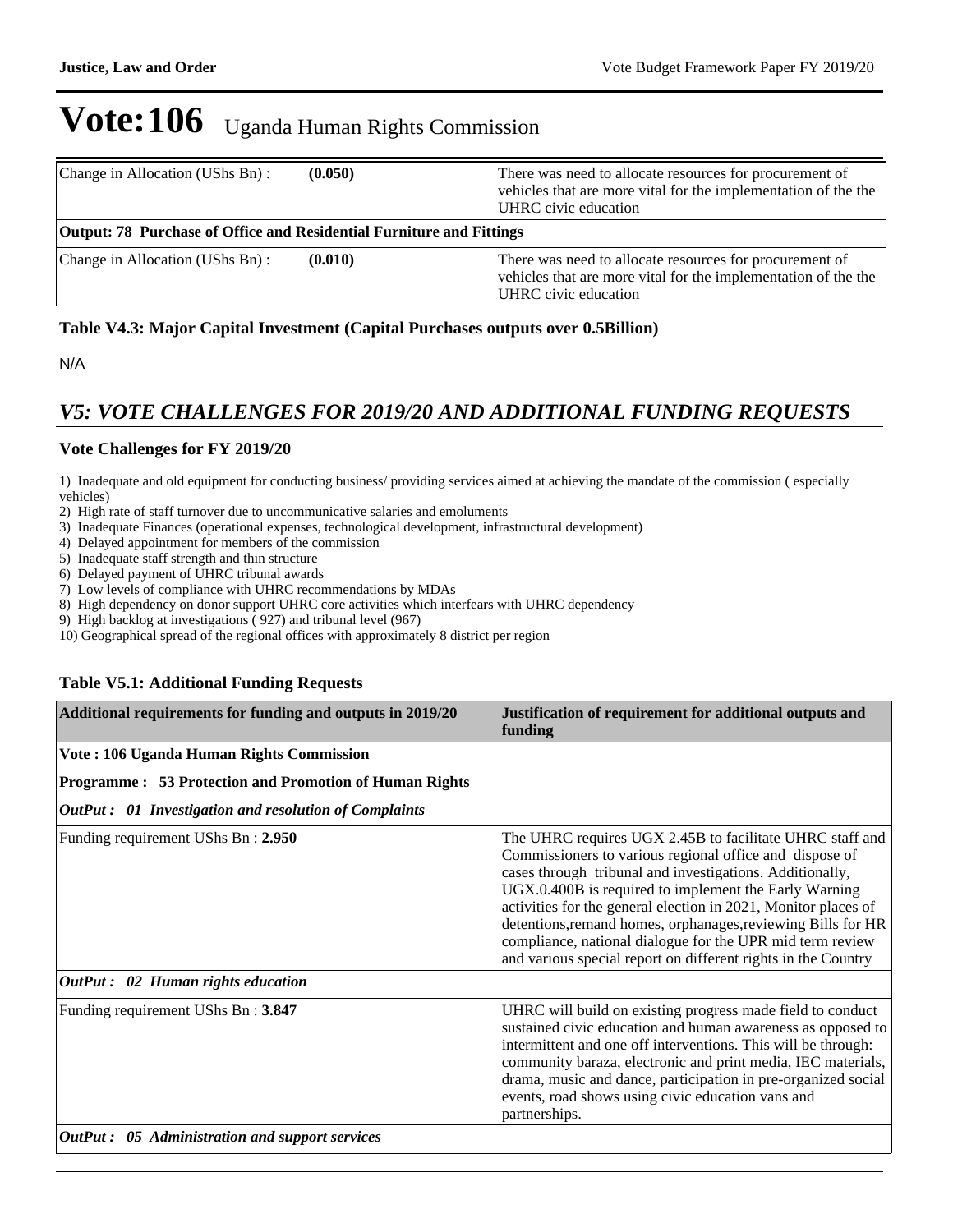# Vote:106 Uganda Human Rights Commission

| | | |
|---|---|---|
| Change in Allocation (UShs Bn) : | **(0.050)** | There was need to allocate resources for procurement of vehicles that are more vital for the implementation of the the UHRC civic education |
| **Output: 78 Purchase of Office and Residential Furniture and Fittings** | | |
| Change in Allocation (UShs Bn) : | **(0.010)** | There was need to allocate resources for procurement of vehicles that are more vital for the implementation of the the UHRC civic education |

**Table V4.3: Major Capital Investment (Capital Purchases outputs over 0.5Billion)**

N/A

## *V5: VOTE CHALLENGES FOR 2019/20 AND ADDITIONAL FUNDING REQUESTS*

### Vote Challenges for FY 2019/20

1) Inadequate and old equipment for conducting business/ providing services aimed at achieving the mandate of the commission ( especially vehicles)
2) High rate of staff turnover due to uncommunicative salaries and emoluments
3) Inadequate Finances (operational expenses, technological development, infrastructural development)
4) Delayed appointment for members of the commission
5) Inadequate staff strength and thin structure
6) Delayed payment of UHRC tribunal awards
7) Low levels of compliance with UHRC recommendations by MDAs
8) High dependency on donor support UHRC core activities which interfears with UHRC dependency
9) High backlog at investigations ( 927) and tribunal level (967)
10) Geographical spread of the regional offices with approximately 8 district per region

**Table V5.1: Additional Funding Requests**

| Additional requirements for funding and outputs in 2019/20 | Justification of requirement for additional outputs and funding |
|---|---|
| **Vote : 106 Uganda Human Rights Commission** | |
| **Programme : 53 Protection and Promotion of Human Rights** | |
| ***OutPut : 01 Investigation and resolution of Complaints*** | |
| Funding requirement UShs Bn : **2.950** | The UHRC requires UGX 2.45B to facilitate UHRC staff and Commissioners to various regional office and dispose of cases through tribunal and investigations. Additionally, UGX.0.400B is required to implement the Early Warning activities for the general election in 2021, Monitor places of detentions,remand homes, orphanages,reviewing Bills for HR compliance, national dialogue for the UPR mid term review and various special report on different rights in the Country |
| ***OutPut : 02 Human rights education*** | |
| Funding requirement UShs Bn : **3.847** | UHRC will build on existing progress made field to conduct sustained civic education and human awareness as opposed to intermittent and one off interventions. This will be through: community baraza, electronic and print media, IEC materials, drama, music and dance, participation in pre-organized social events, road shows using civic education vans and partnerships. |
| ***OutPut : 05 Administration and support services*** | |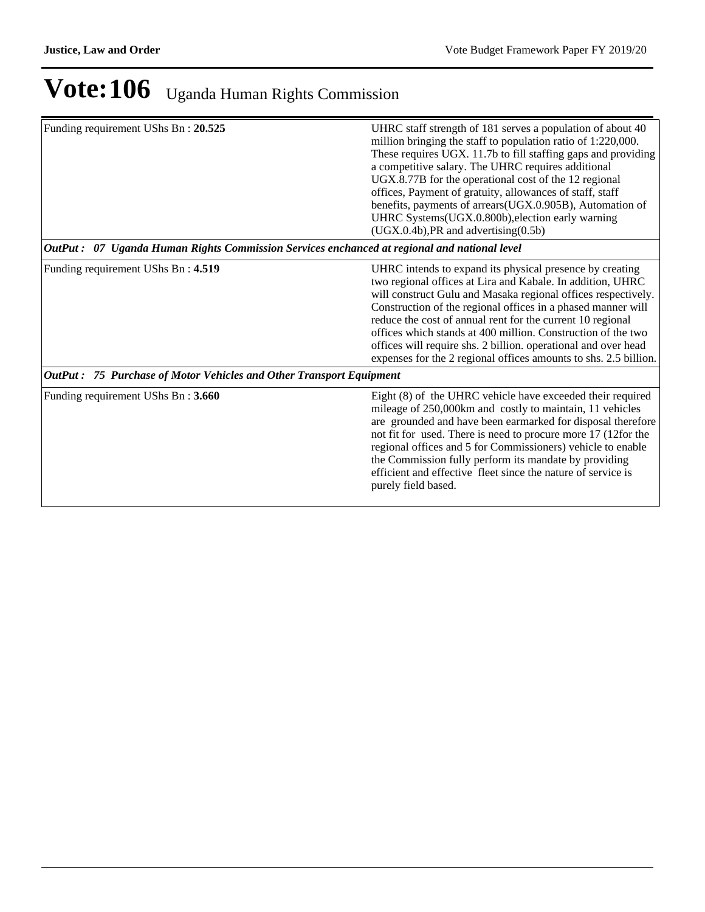# Vote:106 Uganda Human Rights Commission

| | |
|---|---|
| Funding requirement UShs Bn : **20.525** | UHRC staff strength of 181 serves a population of about 40 million bringing the staff to population ratio of 1:220,000. These requires UGX. 11.7b to fill staffing gaps and providing a competitive salary. The UHRC requires additional UGX.8.77B for the operational cost of the 12 regional offices, Payment of gratuity, allowances of staff, staff benefits, payments of arrears(UGX.0.905B), Automation of UHRC Systems(UGX.0.800b),election early warning (UGX.0.4b),PR and advertising(0.5b) |
| ***OutPut : 07 Uganda Human Rights Commission Services enchanced at regional and national level*** | |
| Funding requirement UShs Bn : **4.519** | UHRC intends to expand its physical presence by creating two regional offices at Lira and Kabale. In addition, UHRC will construct Gulu and Masaka regional offices respectively. Construction of the regional offices in a phased manner will reduce the cost of annual rent for the current 10 regional offices which stands at 400 million. Construction of the two offices will require shs. 2 billion. operational and over head expenses for the 2 regional offices amounts to shs. 2.5 billion. |
| ***OutPut : 75 Purchase of Motor Vehicles and Other Transport Equipment*** | |
| Funding requirement UShs Bn : **3.660** | Eight (8) of the UHRC vehicle have exceeded their required mileage of 250,000km and costly to maintain, 11 vehicles are grounded and have been earmarked for disposal therefore not fit for used. There is need to procure more 17 (12for the regional offices and 5 for Commissioners) vehicle to enable the Commission fully perform its mandate by providing efficient and effective fleet since the nature of service is purely field based. |